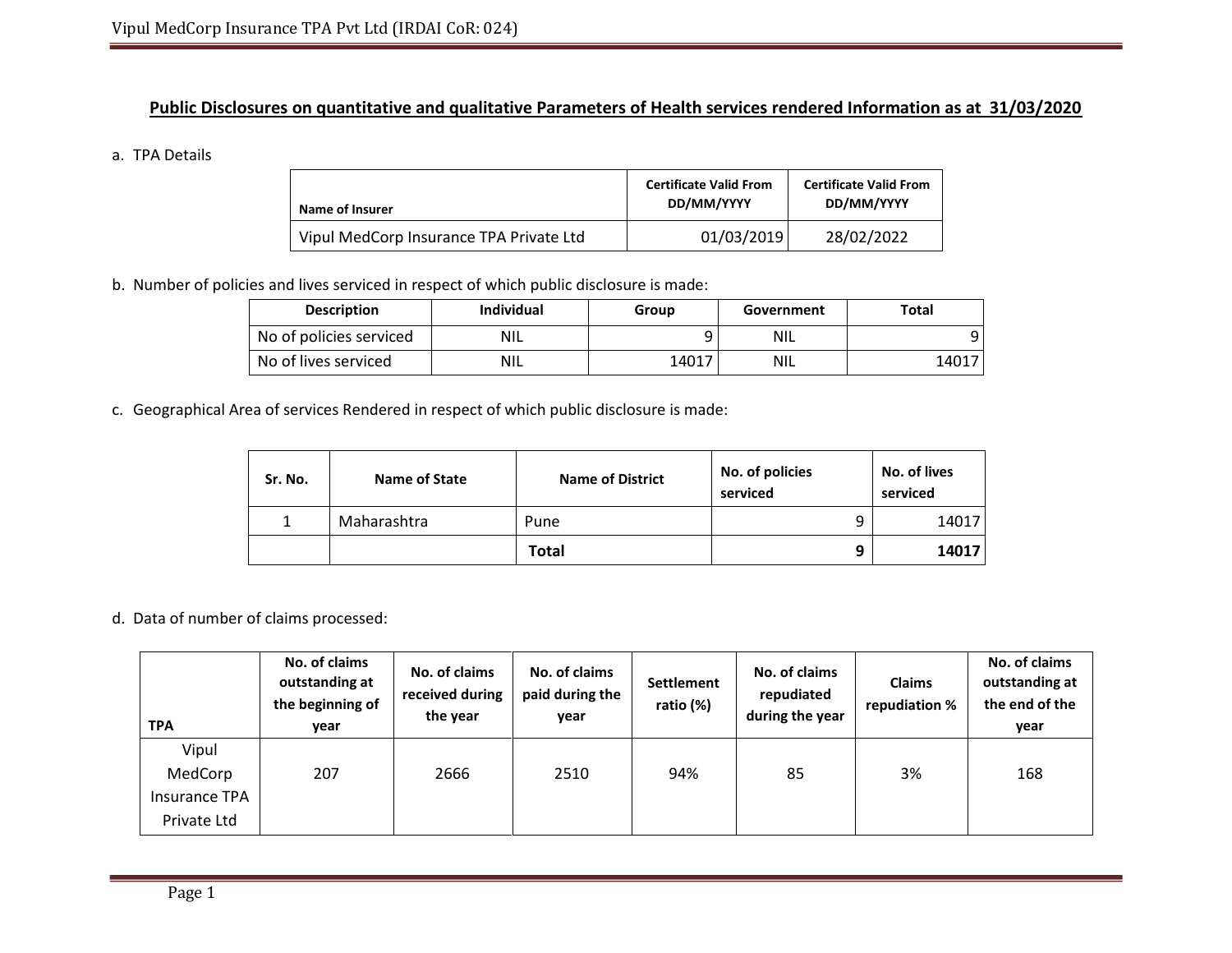## Public Disclosures on quantitative and qualitative Parameters of Health services rendered Information as at 31/03/2020

a. TPA Details

| Name of Insurer | Certificate Valid From DD/MM/YYYY | Certificate Valid From DD/MM/YYYY |
|---|---|---|
| Vipul MedCorp Insurance TPA Private Ltd | 01/03/2019 | 28/02/2022 |

b. Number of policies and lives serviced in respect of which public disclosure is made:

| Description | Individual | Group | Government | Total |
|---|---|---|---|---|
| No of policies serviced | NIL | 9 | NIL | 9 |
| No of lives serviced | NIL | 14017 | NIL | 14017 |

c. Geographical Area of services Rendered in respect of which public disclosure is made:

| Sr. No. | Name of State | Name of District | No. of policies serviced | No. of lives serviced |
|---|---|---|---|---|
| 1 | Maharashtra | Pune | 9 | 14017 |
| | | **Total** | **9** | **14017** |

d. Data of number of claims processed:

| TPA | No. of claims outstanding at the beginning of year | No. of claims received during the year | No. of claims paid during the year | Settlement ratio (%) | No. of claims repudiated during the year | Claims repudiation % | No. of claims outstanding at the end of the year |
|---|---|---|---|---|---|---|---|
| Vipul MedCorp Insurance TPA Private Ltd | 207 | 2666 | 2510 | 94% | 85 | 3% | 168 |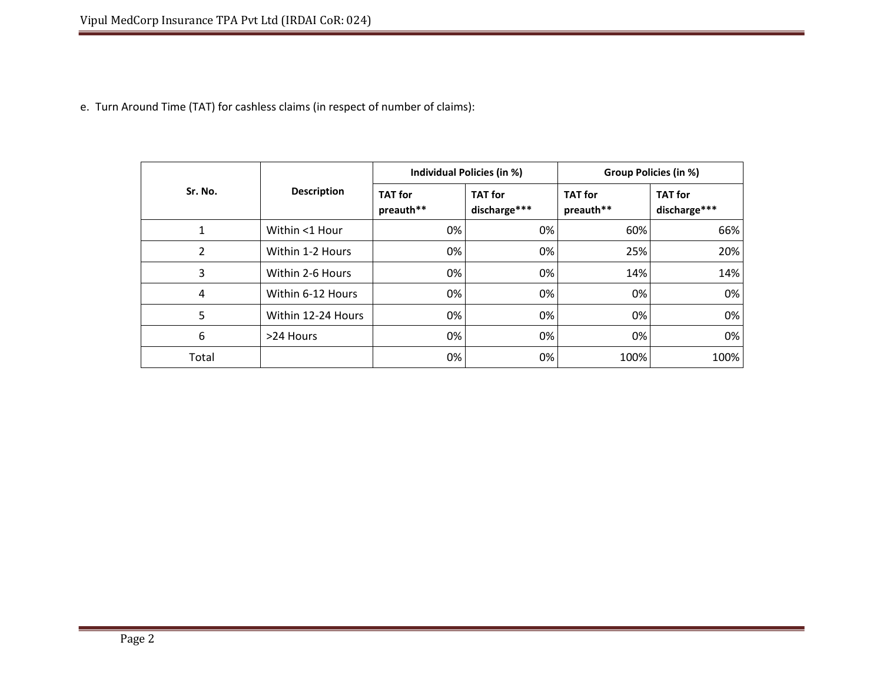e. Turn Around Time (TAT) for cashless claims (in respect of number of claims):

| Sr. No. | Description | Individual Policies (in %) | | Group Policies (in %) | |
|---|---|---|---|---|---|
| | | TAT for preauth** | TAT for discharge*** | TAT for preauth** | TAT for discharge*** |
| 1 | Within <1 Hour | 0% | 0% | 60% | 66% |
| 2 | Within 1-2 Hours | 0% | 0% | 25% | 20% |
| 3 | Within 2-6 Hours | 0% | 0% | 14% | 14% |
| 4 | Within 6-12 Hours | 0% | 0% | 0% | 0% |
| 5 | Within 12-24 Hours | 0% | 0% | 0% | 0% |
| 6 | >24 Hours | 0% | 0% | 0% | 0% |
| Total | | 0% | 0% | 100% | 100% |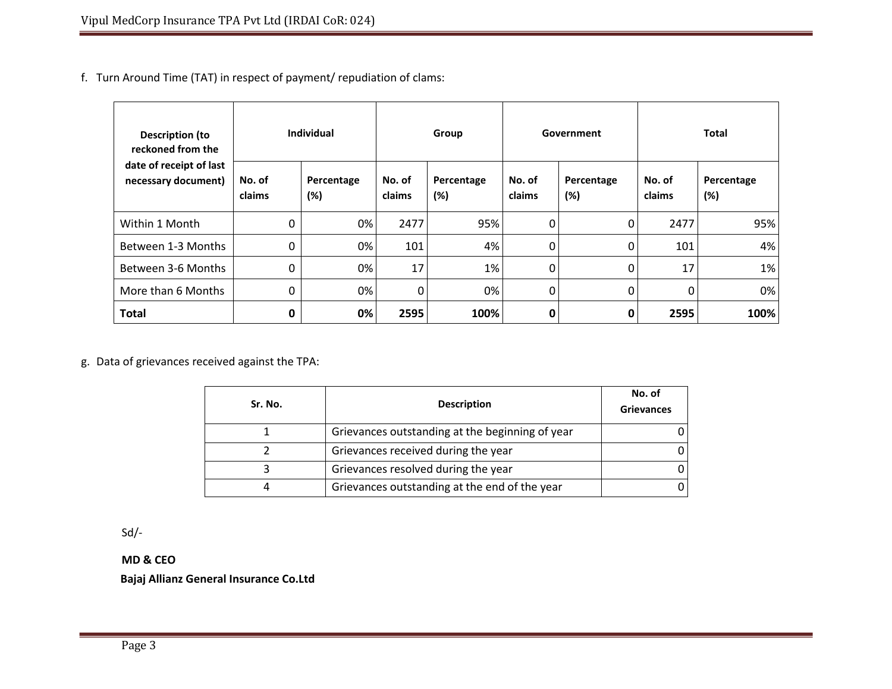f. Turn Around Time (TAT) in respect of payment/ repudiation of clams:

| Description (to reckoned from the date of receipt of last necessary document) | Individual | | Group | | Government | | Total | |
|---|---|---|---|---|---|---|---|---|
| | No. of claims | Percentage (%) | No. of claims | Percentage (%) | No. of claims | Percentage (%) | No. of claims | Percentage (%) |
| Within 1 Month | 0 | 0% | 2477 | 95% | 0 | 0 | 2477 | 95% |
| Between 1-3 Months | 0 | 0% | 101 | 4% | 0 | 0 | 101 | 4% |
| Between 3-6 Months | 0 | 0% | 17 | 1% | 0 | 0 | 17 | 1% |
| More than 6 Months | 0 | 0% | 0 | 0% | 0 | 0 | 0 | 0% |
| **Total** | **0** | **0%** | **2595** | **100%** | **0** | **0** | **2595** | **100%** |

g. Data of grievances received against the TPA:

| Sr. No. | Description | No. of Grievances |
|---|---|---|
| 1 | Grievances outstanding at the beginning of year | 0 |
| 2 | Grievances received during the year | 0 |
| 3 | Grievances resolved during the year | 0 |
| 4 | Grievances outstanding at the end of the year | 0 |

Sd/-

**MD & CEO**

**Bajaj Allianz General Insurance Co.Ltd**